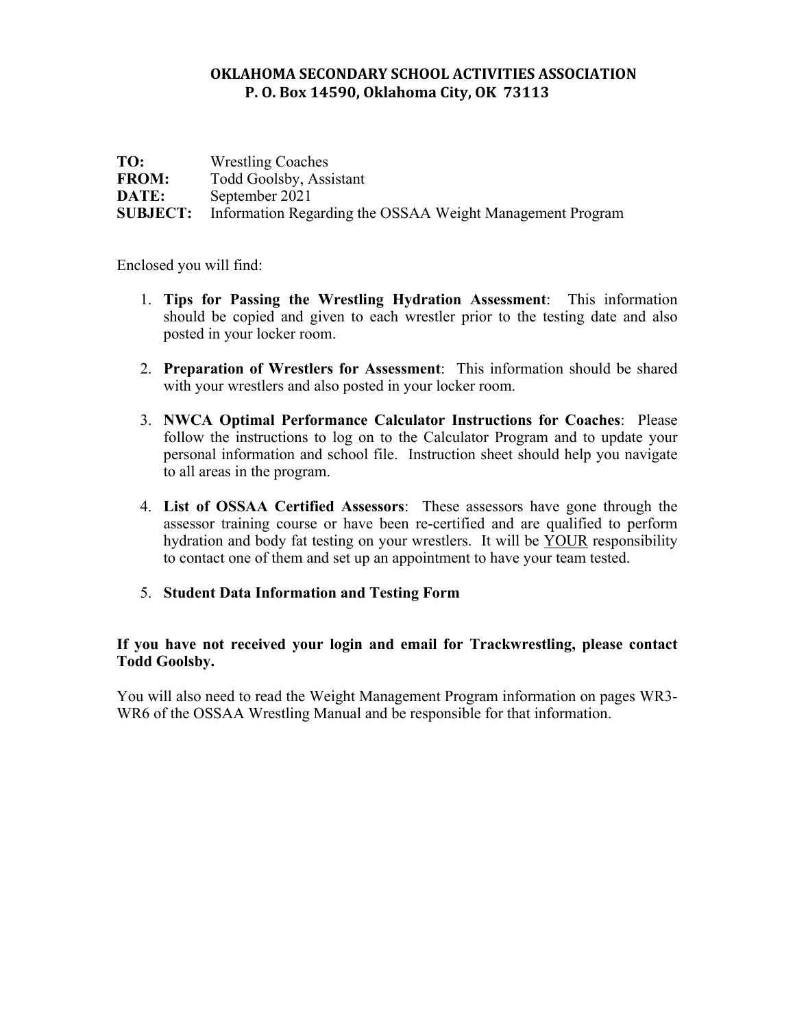**OKLAHOMA SECONDARY SCHOOL ACTIVITIES ASSOCIATION**
**P. O. Box 14590, Oklahoma City, OK 73113**

**TO:** Wrestling Coaches
**FROM:** Todd Goolsby, Assistant
**DATE:** September 2021
**SUBJECT:** Information Regarding the OSSAA Weight Management Program

Enclosed you will find:

1. **Tips for Passing the Wrestling Hydration Assessment**: This information should be copied and given to each wrestler prior to the testing date and also posted in your locker room.

2. **Preparation of Wrestlers for Assessment**: This information should be shared with your wrestlers and also posted in your locker room.

3. **NWCA Optimal Performance Calculator Instructions for Coaches**: Please follow the instructions to log on to the Calculator Program and to update your personal information and school file. Instruction sheet should help you navigate to all areas in the program.

4. **List of OSSAA Certified Assessors**: These assessors have gone through the assessor training course or have been re-certified and are qualified to perform hydration and body fat testing on your wrestlers. It will be <u>YOUR</u> responsibility to contact one of them and set up an appointment to have your team tested.

5. **Student Data Information and Testing Form**

**If you have not received your login and email for Trackwrestling, please contact Todd Goolsby.**

You will also need to read the Weight Management Program information on pages WR3-WR6 of the OSSAA Wrestling Manual and be responsible for that information.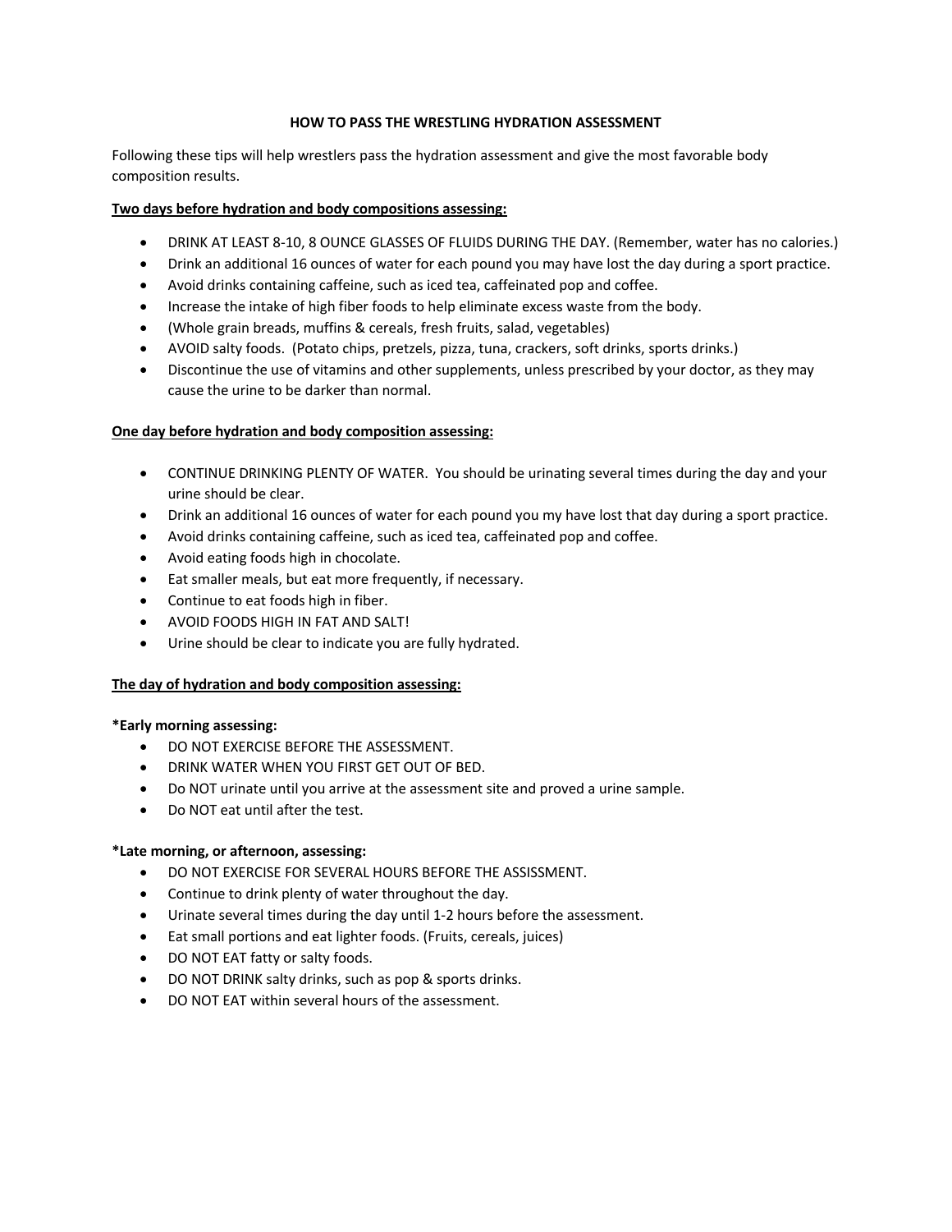# HOW TO PASS THE WRESTLING HYDRATION ASSESSMENT

Following these tips will help wrestlers pass the hydration assessment and give the most favorable body composition results.

**<u>Two days before hydration and body compositions assessing:</u>**

- DRINK AT LEAST 8-10, 8 OUNCE GLASSES OF FLUIDS DURING THE DAY. (Remember, water has no calories.)
- Drink an additional 16 ounces of water for each pound you may have lost the day during a sport practice.
- Avoid drinks containing caffeine, such as iced tea, caffeinated pop and coffee.
- Increase the intake of high fiber foods to help eliminate excess waste from the body.
- (Whole grain breads, muffins & cereals, fresh fruits, salad, vegetables)
- AVOID salty foods. (Potato chips, pretzels, pizza, tuna, crackers, soft drinks, sports drinks.)
- Discontinue the use of vitamins and other supplements, unless prescribed by your doctor, as they may cause the urine to be darker than normal.

**<u>One day before hydration and body composition assessing:</u>**

- CONTINUE DRINKING PLENTY OF WATER. You should be urinating several times during the day and your urine should be clear.
- Drink an additional 16 ounces of water for each pound you my have lost that day during a sport practice.
- Avoid drinks containing caffeine, such as iced tea, caffeinated pop and coffee.
- Avoid eating foods high in chocolate.
- Eat smaller meals, but eat more frequently, if necessary.
- Continue to eat foods high in fiber.
- AVOID FOODS HIGH IN FAT AND SALT!
- Urine should be clear to indicate you are fully hydrated.

**<u>The day of hydration and body composition assessing:</u>**

**\*Early morning assessing:**

- DO NOT EXERCISE BEFORE THE ASSESSMENT.
- DRINK WATER WHEN YOU FIRST GET OUT OF BED.
- Do NOT urinate until you arrive at the assessment site and proved a urine sample.
- Do NOT eat until after the test.

**\*Late morning, or afternoon, assessing:**

- DO NOT EXERCISE FOR SEVERAL HOURS BEFORE THE ASSESSMENT.
- Continue to drink plenty of water throughout the day.
- Urinate several times during the day until 1-2 hours before the assessment.
- Eat small portions and eat lighter foods. (Fruits, cereals, juices)
- DO NOT EAT fatty or salty foods.
- DO NOT DRINK salty drinks, such as pop & sports drinks.
- DO NOT EAT within several hours of the assessment.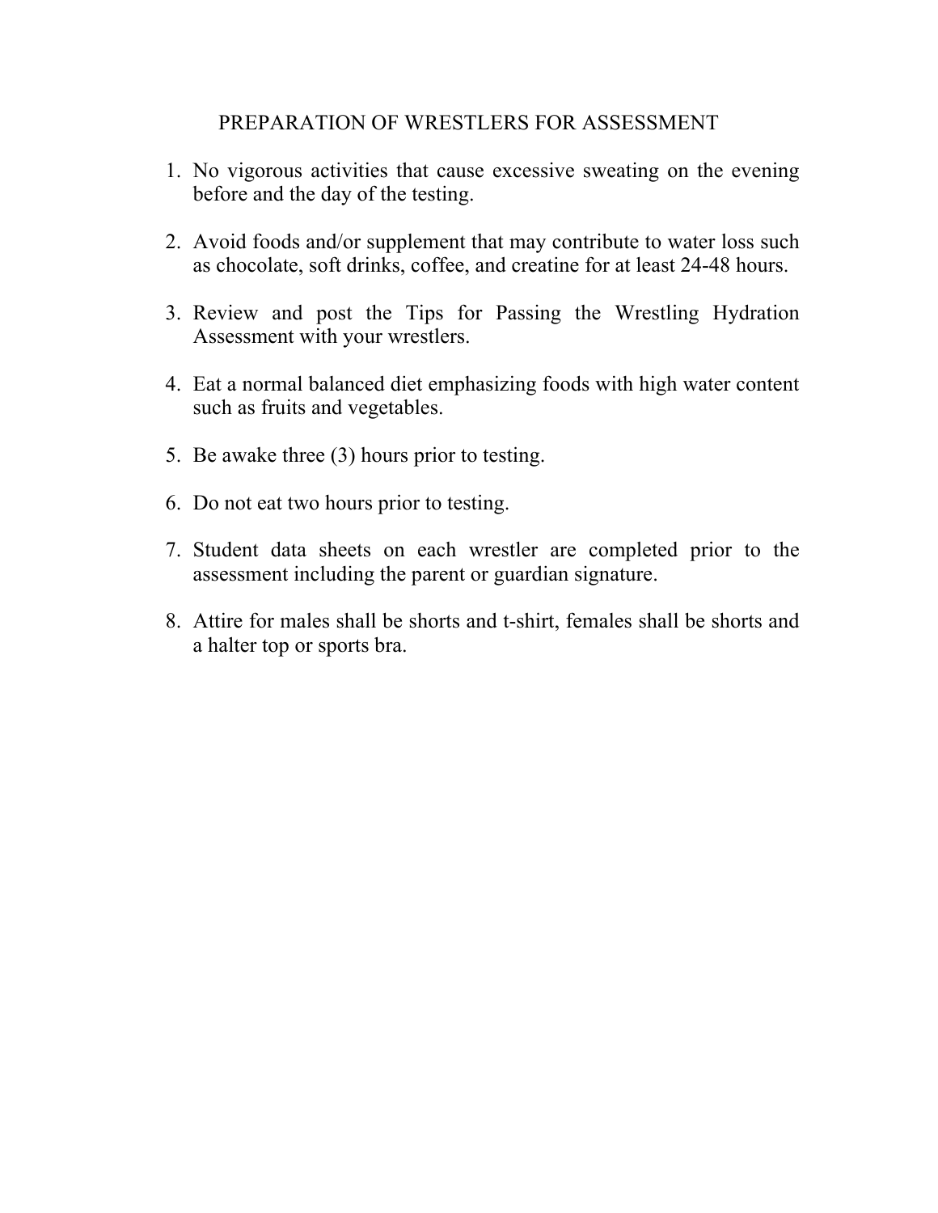# PREPARATION OF WRESTLERS FOR ASSESSMENT

1. No vigorous activities that cause excessive sweating on the evening before and the day of the testing.

2. Avoid foods and/or supplement that may contribute to water loss such as chocolate, soft drinks, coffee, and creatine for at least 24-48 hours.

3. Review and post the Tips for Passing the Wrestling Hydration Assessment with your wrestlers.

4. Eat a normal balanced diet emphasizing foods with high water content such as fruits and vegetables.

5. Be awake three (3) hours prior to testing.

6. Do not eat two hours prior to testing.

7. Student data sheets on each wrestler are completed prior to the assessment including the parent or guardian signature.

8. Attire for males shall be shorts and t-shirt, females shall be shorts and a halter top or sports bra.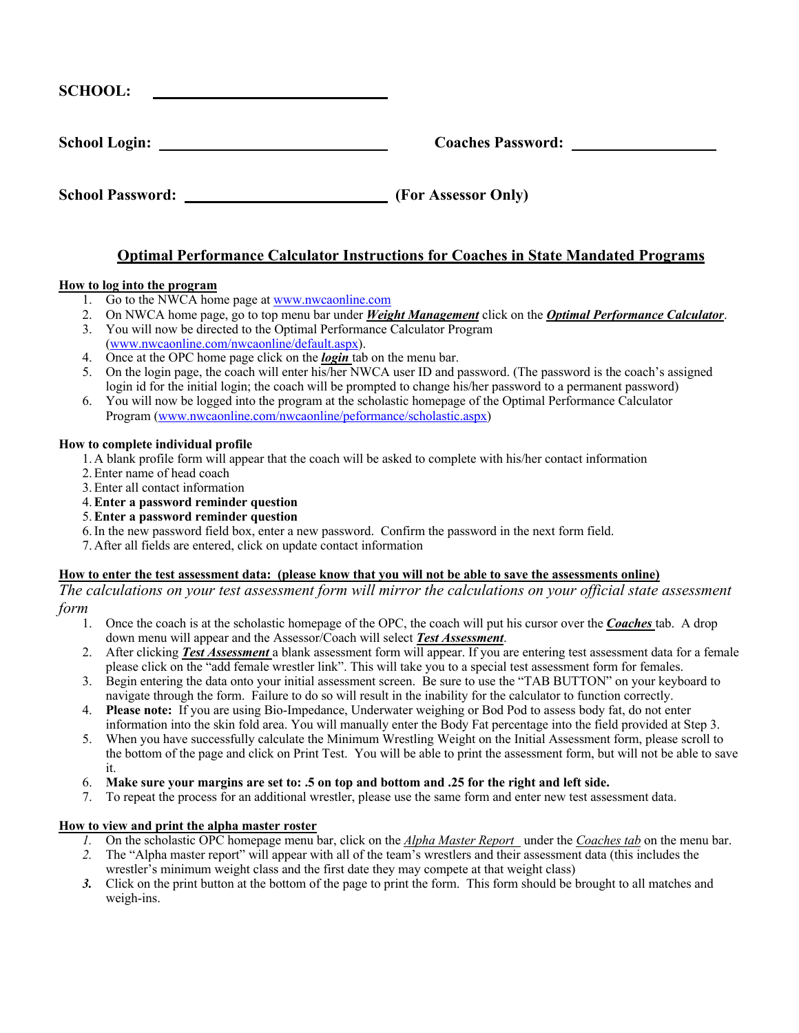**SCHOOL:** ______________________________

**School Login:** ______________________________ **Coaches Password:** ____________________

**School Password:** ______________________________ **(For Assessor Only)**

## Optimal Performance Calculator Instructions for Coaches in State Mandated Programs

**How to log into the program**

1. Go to the NWCA home page at www.nwcaonline.com
2. On NWCA home page, go to top menu bar under ***Weight Management*** click on the ***Optimal Performance Calculator***.
3. You will now be directed to the Optimal Performance Calculator Program (www.nwcaonline.com/nwcaonline/default.aspx).
4. Once at the OPC home page click on the ***login*** tab on the menu bar.
5. On the login page, the coach will enter his/her NWCA user ID and password. (The password is the coach's assigned login id for the initial login; the coach will be prompted to change his/her password to a permanent password)
6. You will now be logged into the program at the scholastic homepage of the Optimal Performance Calculator Program (www.nwcaonline.com/nwcaonline/peformance/scholastic.aspx)

**How to complete individual profile**

1. A blank profile form will appear that the coach will be asked to complete with his/her contact information
2. Enter name of head coach
3. Enter all contact information
4. **Enter a password reminder question**
5. **Enter a password reminder question**
6. In the new password field box, enter a new password. Confirm the password in the next form field.
7. After all fields are entered, click on update contact information

**How to enter the test assessment data: (please know that you will not be able to save the assessments online)**

*The calculations on your test assessment form will mirror the calculations on your official state assessment form*

1. Once the coach is at the scholastic homepage of the OPC, the coach will put his cursor over the ***Coaches*** tab. A drop down menu will appear and the Assessor/Coach will select ***Test Assessment***.
2. After clicking ***Test Assessment*** a blank assessment form will appear. If you are entering test assessment data for a female please click on the "add female wrestler link". This will take you to a special test assessment form for females.
3. Begin entering the data onto your initial assessment screen. Be sure to use the "TAB BUTTON" on your keyboard to navigate through the form. Failure to do so will result in the inability for the calculator to function correctly.
4. **Please note:** If you are using Bio-Impedance, Underwater weighing or Bod Pod to assess body fat, do not enter information into the skin fold area. You will manually enter the Body Fat percentage into the field provided at Step 3.
5. When you have successfully calculate the Minimum Wrestling Weight on the Initial Assessment form, please scroll to the bottom of the page and click on Print Test. You will be able to print the assessment form, but will not be able to save it.
6. **Make sure your margins are set to: .5 on top and bottom and .25 for the right and left side.**
7. To repeat the process for an additional wrestler, please use the same form and enter new test assessment data.

**How to view and print the alpha master roster**

1. On the scholastic OPC homepage menu bar, click on the *Alpha Master Report* under the *Coaches tab* on the menu bar.
2. The "Alpha master report" will appear with all of the team's wrestlers and their assessment data (this includes the wrestler's minimum weight class and the first date they may compete at that weight class)
3. Click on the print button at the bottom of the page to print the form. This form should be brought to all matches and weigh-ins.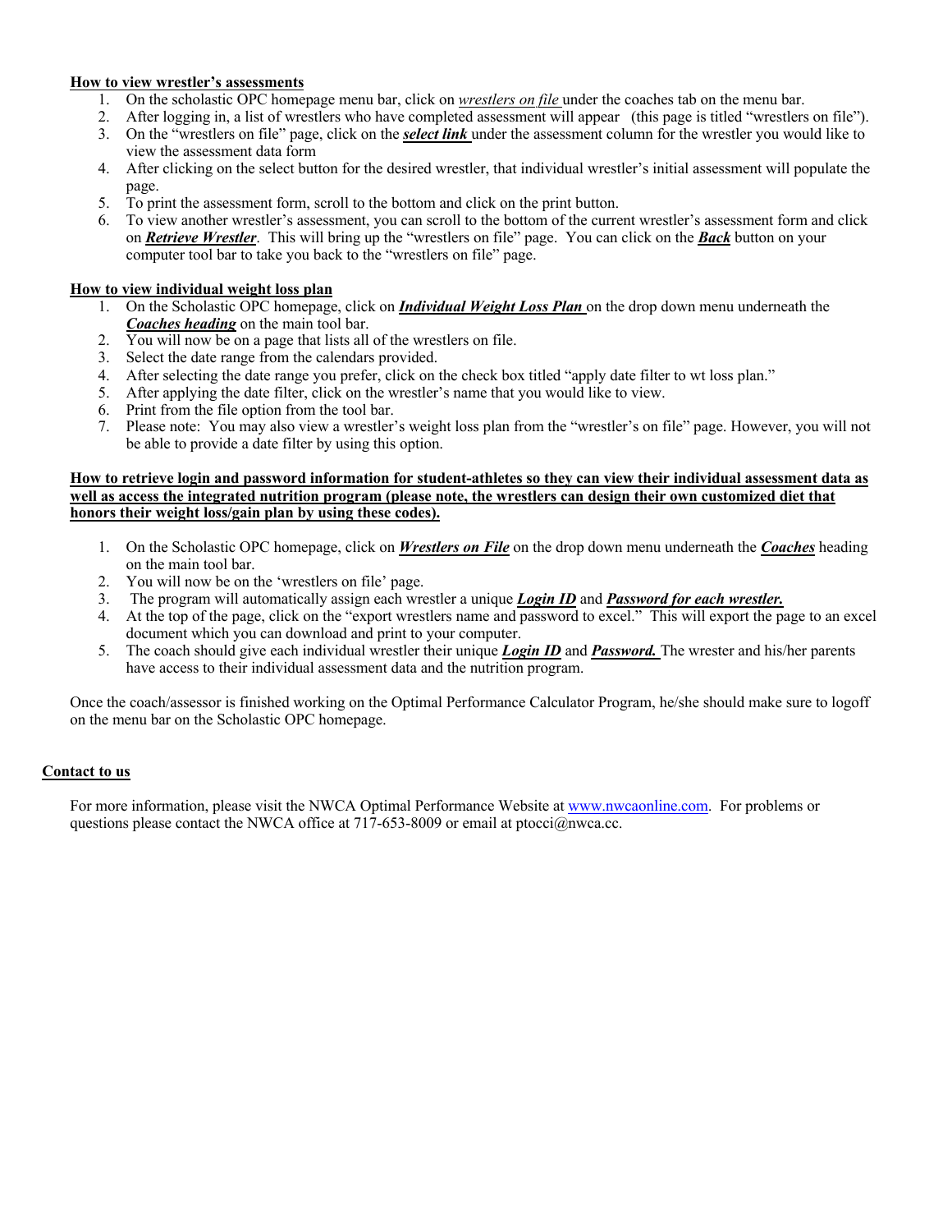**How to view wrestler's assessments**

1. On the scholastic OPC homepage menu bar, click on *wrestlers on file* under the coaches tab on the menu bar.
2. After logging in, a list of wrestlers who have completed assessment will appear (this page is titled "wrestlers on file").
3. On the "wrestlers on file" page, click on the ***select link*** under the assessment column for the wrestler you would like to view the assessment data form
4. After clicking on the select button for the desired wrestler, that individual wrestler's initial assessment will populate the page.
5. To print the assessment form, scroll to the bottom and click on the print button.
6. To view another wrestler's assessment, you can scroll to the bottom of the current wrestler's assessment form and click on ***Retrieve Wrestler***. This will bring up the "wrestlers on file" page. You can click on the ***Back*** button on your computer tool bar to take you back to the "wrestlers on file" page.

**How to view individual weight loss plan**

1. On the Scholastic OPC homepage, click on ***Individual Weight Loss Plan*** on the drop down menu underneath the ***Coaches heading*** on the main tool bar.
2. You will now be on a page that lists all of the wrestlers on file.
3. Select the date range from the calendars provided.
4. After selecting the date range you prefer, click on the check box titled "apply date filter to wt loss plan."
5. After applying the date filter, click on the wrestler's name that you would like to view.
6. Print from the file option from the tool bar.
7. Please note: You may also view a wrestler's weight loss plan from the "wrestler's on file" page. However, you will not be able to provide a date filter by using this option.

**How to retrieve login and password information for student-athletes so they can view their individual assessment data as well as access the integrated nutrition program (please note, the wrestlers can design their own customized diet that honors their weight loss/gain plan by using these codes).**

1. On the Scholastic OPC homepage, click on ***Wrestlers on File*** on the drop down menu underneath the ***Coaches*** heading on the main tool bar.
2. You will now be on the 'wrestlers on file' page.
3. The program will automatically assign each wrestler a unique ***Login ID*** and ***Password for each wrestler.***
4. At the top of the page, click on the "export wrestlers name and password to excel." This will export the page to an excel document which you can download and print to your computer.
5. The coach should give each individual wrestler their unique ***Login ID*** and ***Password.*** The wrester and his/her parents have access to their individual assessment data and the nutrition program.

Once the coach/assessor is finished working on the Optimal Performance Calculator Program, he/she should make sure to logoff on the menu bar on the Scholastic OPC homepage.

**Contact to us**

For more information, please visit the NWCA Optimal Performance Website at www.nwcaonline.com. For problems or questions please contact the NWCA office at 717-653-8009 or email at ptocci@nwca.cc.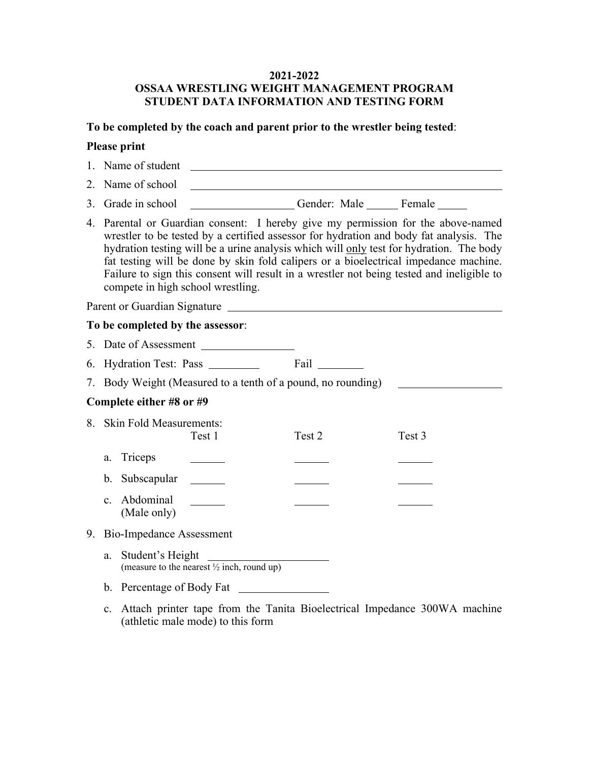**2021-2022**
**OSSAA WRESTLING WEIGHT MANAGEMENT PROGRAM**
**STUDENT DATA INFORMATION AND TESTING FORM**

**To be completed by the coach and parent prior to the wrestler being tested**:

**Please print**

1. Name of student ______________________________
2. Name of school ______________________________
3. Grade in school ______________ Gender: Male _____ Female _____
4. Parental or Guardian consent: I hereby give my permission for the above-named wrestler to be tested by a certified assessor for hydration and body fat analysis. The hydration testing will be a urine analysis which will only test for hydration. The body fat testing will be done by skin fold calipers or a bioelectrical impedance machine. Failure to sign this consent will result in a wrestler not being tested and ineligible to compete in high school wrestling.

Parent or Guardian Signature ______________________________

**To be completed by the assessor**:

5. Date of Assessment ______________
6. Hydration Test: Pass ________ Fail ________
7. Body Weight (Measured to a tenth of a pound, no rounding) ______________

**Complete either #8 or #9**

8. Skin Fold Measurements:

| | Test 1 | Test 2 | Test 3 |
|---|---|---|---|
| a. Triceps | ______ | ______ | ______ |
| b. Subscapular | ______ | ______ | ______ |
| c. Abdominal (Male only) | ______ | ______ | ______ |

9. Bio-Impedance Assessment
   a. Student's Height ______________
      (measure to the nearest ½ inch, round up)
   b. Percentage of Body Fat ______________
   c. Attach printer tape from the Tanita Bioelectrical Impedance 300WA machine (athletic male mode) to this form